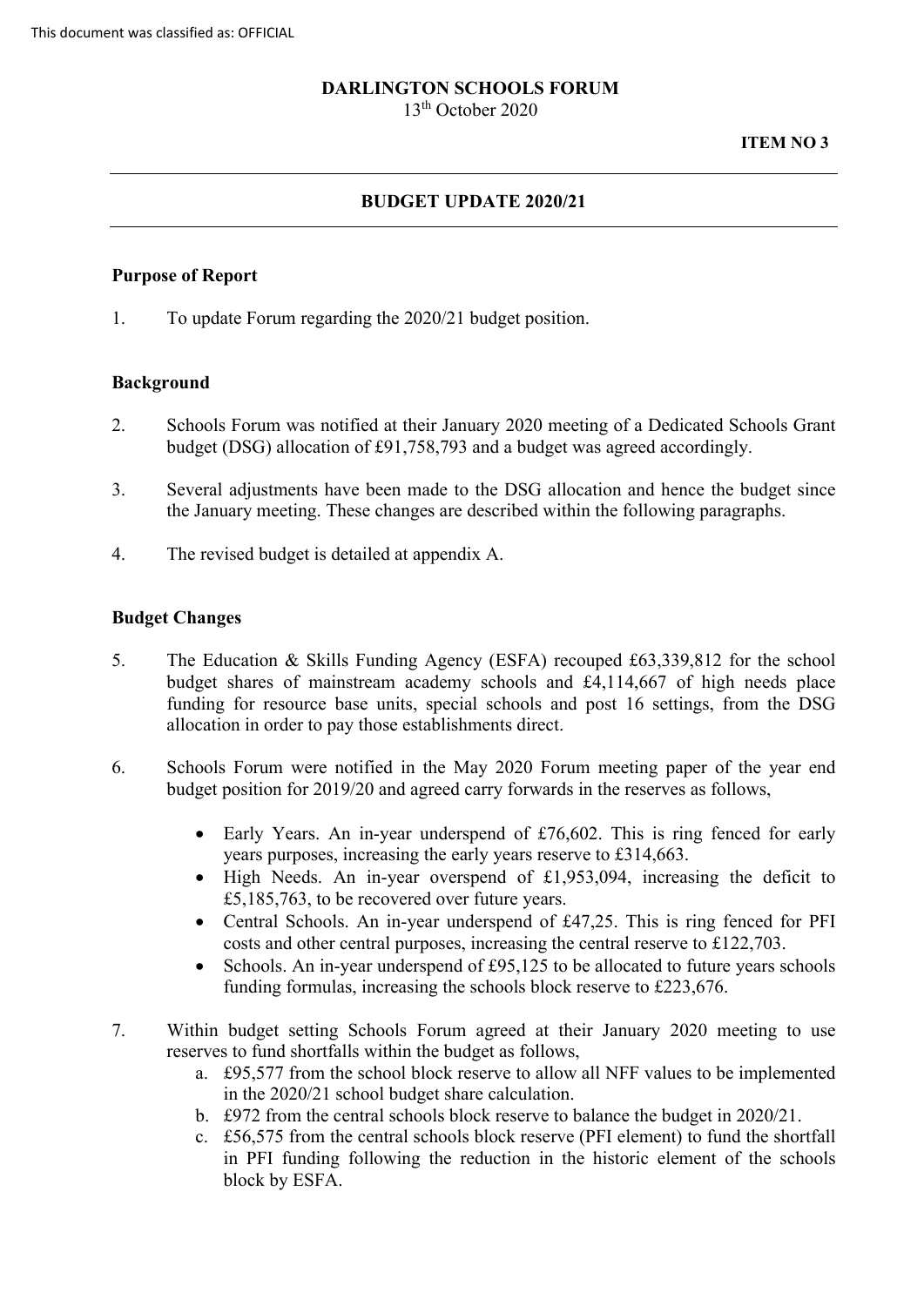This document was classified as: OFFICIAL

**DARLINGTON SCHOOLS FORUM**
13th October 2020

**ITEM NO 3**

---

## BUDGET UPDATE 2020/21

---

### Purpose of Report

1. To update Forum regarding the 2020/21 budget position.

### Background

2. Schools Forum was notified at their January 2020 meeting of a Dedicated Schools Grant budget (DSG) allocation of £91,758,793 and a budget was agreed accordingly.

3. Several adjustments have been made to the DSG allocation and hence the budget since the January meeting. These changes are described within the following paragraphs.

4. The revised budget is detailed at appendix A.

### Budget Changes

5. The Education & Skills Funding Agency (ESFA) recouped £63,339,812 for the school budget shares of mainstream academy schools and £4,114,667 of high needs place funding for resource base units, special schools and post 16 settings, from the DSG allocation in order to pay those establishments direct.

6. Schools Forum were notified in the May 2020 Forum meeting paper of the year end budget position for 2019/20 and agreed carry forwards in the reserves as follows,

   - Early Years. An in-year underspend of £76,602. This is ring fenced for early years purposes, increasing the early years reserve to £314,663.
   - High Needs. An in-year overspend of £1,953,094, increasing the deficit to £5,185,763, to be recovered over future years.
   - Central Schools. An in-year underspend of £47,25. This is ring fenced for PFI costs and other central purposes, increasing the central reserve to £122,703.
   - Schools. An in-year underspend of £95,125 to be allocated to future years schools funding formulas, increasing the schools block reserve to £223,676.

7. Within budget setting Schools Forum agreed at their January 2020 meeting to use reserves to fund shortfalls within the budget as follows,
   a. £95,577 from the school block reserve to allow all NFF values to be implemented in the 2020/21 school budget share calculation.
   b. £972 from the central schools block reserve to balance the budget in 2020/21.
   c. £56,575 from the central schools block reserve (PFI element) to fund the shortfall in PFI funding following the reduction in the historic element of the schools block by ESFA.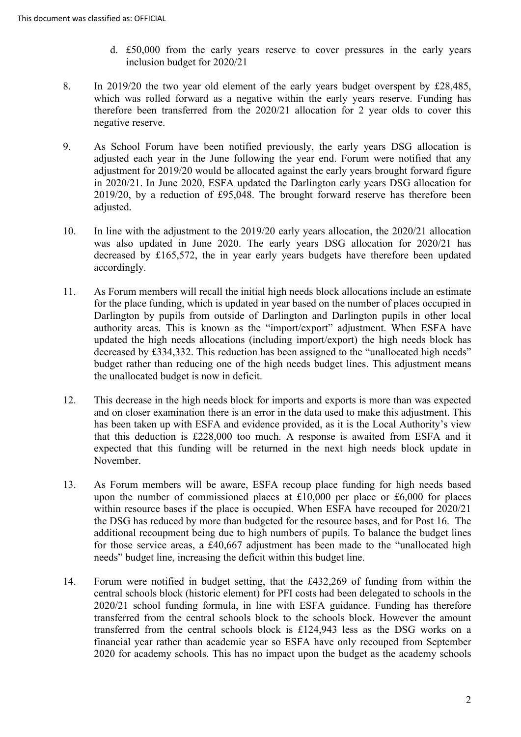d. £50,000 from the early years reserve to cover pressures in the early years inclusion budget for 2020/21

8. In 2019/20 the two year old element of the early years budget overspent by £28,485, which was rolled forward as a negative within the early years reserve. Funding has therefore been transferred from the 2020/21 allocation for 2 year olds to cover this negative reserve.

9. As School Forum have been notified previously, the early years DSG allocation is adjusted each year in the June following the year end. Forum were notified that any adjustment for 2019/20 would be allocated against the early years brought forward figure in 2020/21. In June 2020, ESFA updated the Darlington early years DSG allocation for 2019/20, by a reduction of £95,048. The brought forward reserve has therefore been adjusted.

10. In line with the adjustment to the 2019/20 early years allocation, the 2020/21 allocation was also updated in June 2020. The early years DSG allocation for 2020/21 has decreased by £165,572, the in year early years budgets have therefore been updated accordingly.

11. As Forum members will recall the initial high needs block allocations include an estimate for the place funding, which is updated in year based on the number of places occupied in Darlington by pupils from outside of Darlington and Darlington pupils in other local authority areas. This is known as the "import/export" adjustment. When ESFA have updated the high needs allocations (including import/export) the high needs block has decreased by £334,332. This reduction has been assigned to the "unallocated high needs" budget rather than reducing one of the high needs budget lines. This adjustment means the unallocated budget is now in deficit.

12. This decrease in the high needs block for imports and exports is more than was expected and on closer examination there is an error in the data used to make this adjustment. This has been taken up with ESFA and evidence provided, as it is the Local Authority's view that this deduction is £228,000 too much. A response is awaited from ESFA and it expected that this funding will be returned in the next high needs block update in November.

13. As Forum members will be aware, ESFA recoup place funding for high needs based upon the number of commissioned places at £10,000 per place or £6,000 for places within resource bases if the place is occupied. When ESFA have recouped for 2020/21 the DSG has reduced by more than budgeted for the resource bases, and for Post 16. The additional recoupment being due to high numbers of pupils. To balance the budget lines for those service areas, a £40,667 adjustment has been made to the "unallocated high needs" budget line, increasing the deficit within this budget line.

14. Forum were notified in budget setting, that the £432,269 of funding from within the central schools block (historic element) for PFI costs had been delegated to schools in the 2020/21 school funding formula, in line with ESFA guidance. Funding has therefore transferred from the central schools block to the schools block. However the amount transferred from the central schools block is £124,943 less as the DSG works on a financial year rather than academic year so ESFA have only recouped from September 2020 for academy schools. This has no impact upon the budget as the academy schools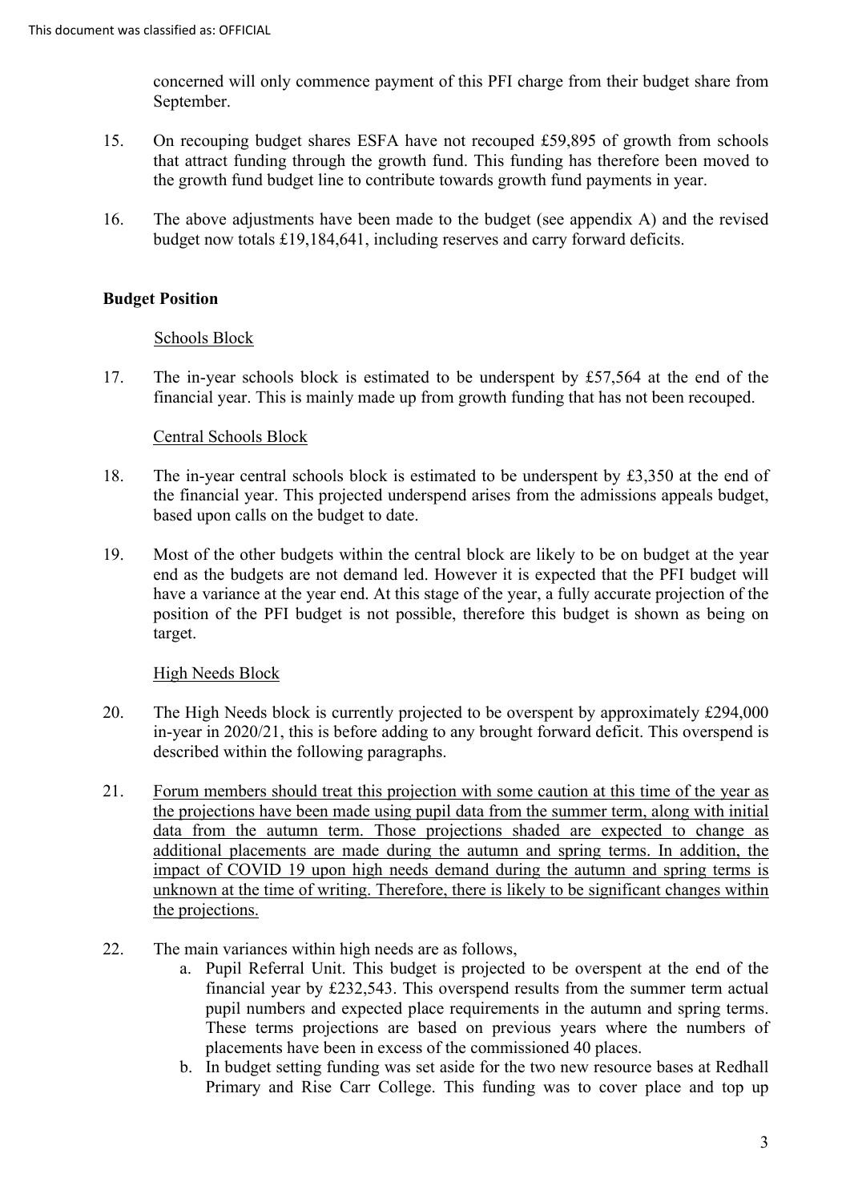concerned will only commence payment of this PFI charge from their budget share from September.

15. On recouping budget shares ESFA have not recouped £59,895 of growth from schools that attract funding through the growth fund. This funding has therefore been moved to the growth fund budget line to contribute towards growth fund payments in year.

16. The above adjustments have been made to the budget (see appendix A) and the revised budget now totals £19,184,641, including reserves and carry forward deficits.

**Budget Position**

Schools Block

17. The in-year schools block is estimated to be underspent by £57,564 at the end of the financial year. This is mainly made up from growth funding that has not been recouped.

Central Schools Block

18. The in-year central schools block is estimated to be underspent by £3,350 at the end of the financial year. This projected underspend arises from the admissions appeals budget, based upon calls on the budget to date.

19. Most of the other budgets within the central block are likely to be on budget at the year end as the budgets are not demand led. However it is expected that the PFI budget will have a variance at the year end. At this stage of the year, a fully accurate projection of the position of the PFI budget is not possible, therefore this budget is shown as being on target.

High Needs Block

20. The High Needs block is currently projected to be overspent by approximately £294,000 in-year in 2020/21, this is before adding to any brought forward deficit. This overspend is described within the following paragraphs.

21. Forum members should treat this projection with some caution at this time of the year as the projections have been made using pupil data from the summer term, along with initial data from the autumn term. Those projections shaded are expected to change as additional placements are made during the autumn and spring terms. In addition, the impact of COVID 19 upon high needs demand during the autumn and spring terms is unknown at the time of writing. Therefore, there is likely to be significant changes within the projections.

22. The main variances within high needs are as follows,
    a. Pupil Referral Unit. This budget is projected to be overspent at the end of the financial year by £232,543. This overspend results from the summer term actual pupil numbers and expected place requirements in the autumn and spring terms. These terms projections are based on previous years where the numbers of placements have been in excess of the commissioned 40 places.
    b. In budget setting funding was set aside for the two new resource bases at Redhall Primary and Rise Carr College. This funding was to cover place and top up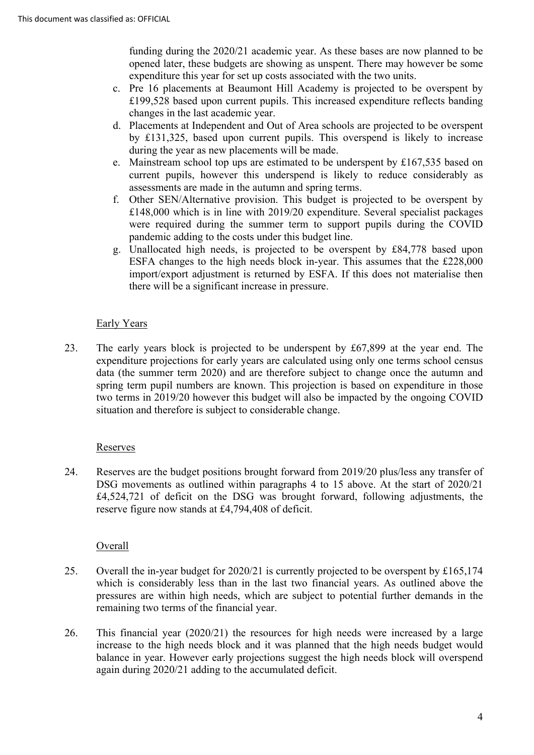funding during the 2020/21 academic year. As these bases are now planned to be opened later, these budgets are showing as unspent. There may however be some expenditure this year for set up costs associated with the two units.

c. Pre 16 placements at Beaumont Hill Academy is projected to be overspent by £199,528 based upon current pupils. This increased expenditure reflects banding changes in the last academic year.
d. Placements at Independent and Out of Area schools are projected to be overspent by £131,325, based upon current pupils. This overspend is likely to increase during the year as new placements will be made.
e. Mainstream school top ups are estimated to be underspent by £167,535 based on current pupils, however this underspend is likely to reduce considerably as assessments are made in the autumn and spring terms.
f. Other SEN/Alternative provision. This budget is projected to be overspent by £148,000 which is in line with 2019/20 expenditure. Several specialist packages were required during the summer term to support pupils during the COVID pandemic adding to the costs under this budget line.
g. Unallocated high needs, is projected to be overspent by £84,778 based upon ESFA changes to the high needs block in-year. This assumes that the £228,000 import/export adjustment is returned by ESFA. If this does not materialise then there will be a significant increase in pressure.

Early Years

23. The early years block is projected to be underspent by £67,899 at the year end. The expenditure projections for early years are calculated using only one terms school census data (the summer term 2020) and are therefore subject to change once the autumn and spring term pupil numbers are known. This projection is based on expenditure in those two terms in 2019/20 however this budget will also be impacted by the ongoing COVID situation and therefore is subject to considerable change.

Reserves

24. Reserves are the budget positions brought forward from 2019/20 plus/less any transfer of DSG movements as outlined within paragraphs 4 to 15 above. At the start of 2020/21 £4,524,721 of deficit on the DSG was brought forward, following adjustments, the reserve figure now stands at £4,794,408 of deficit.

Overall

25. Overall the in-year budget for 2020/21 is currently projected to be overspent by £165,174 which is considerably less than in the last two financial years. As outlined above the pressures are within high needs, which are subject to potential further demands in the remaining two terms of the financial year.

26. This financial year (2020/21) the resources for high needs were increased by a large increase to the high needs block and it was planned that the high needs budget would balance in year. However early projections suggest the high needs block will overspend again during 2020/21 adding to the accumulated deficit.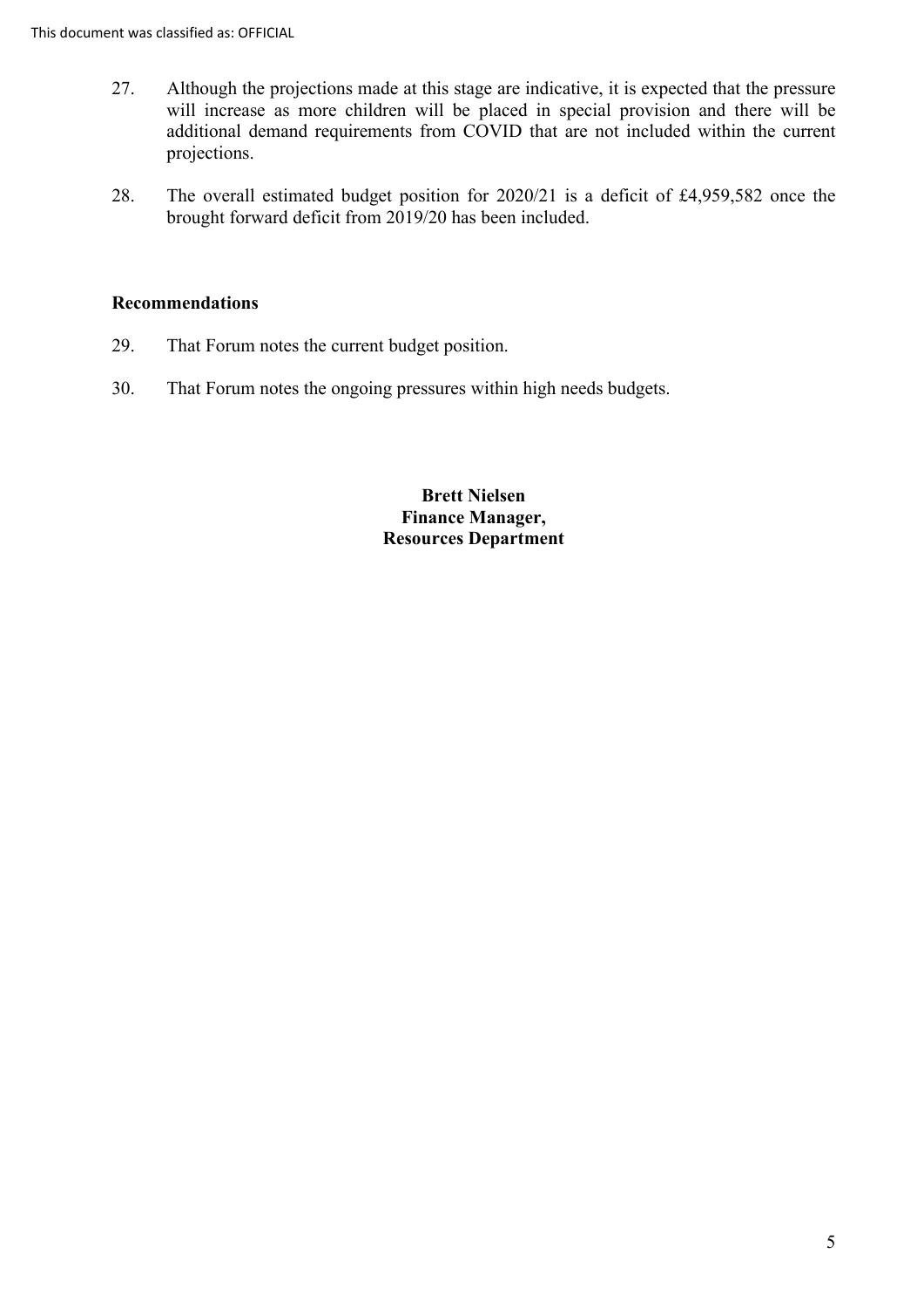27. Although the projections made at this stage are indicative, it is expected that the pressure will increase as more children will be placed in special provision and there will be additional demand requirements from COVID that are not included within the current projections.

28. The overall estimated budget position for 2020/21 is a deficit of £4,959,582 once the brought forward deficit from 2019/20 has been included.

**Recommendations**

29. That Forum notes the current budget position.

30. That Forum notes the ongoing pressures within high needs budgets.

**Brett Nielsen**
**Finance Manager,**
**Resources Department**